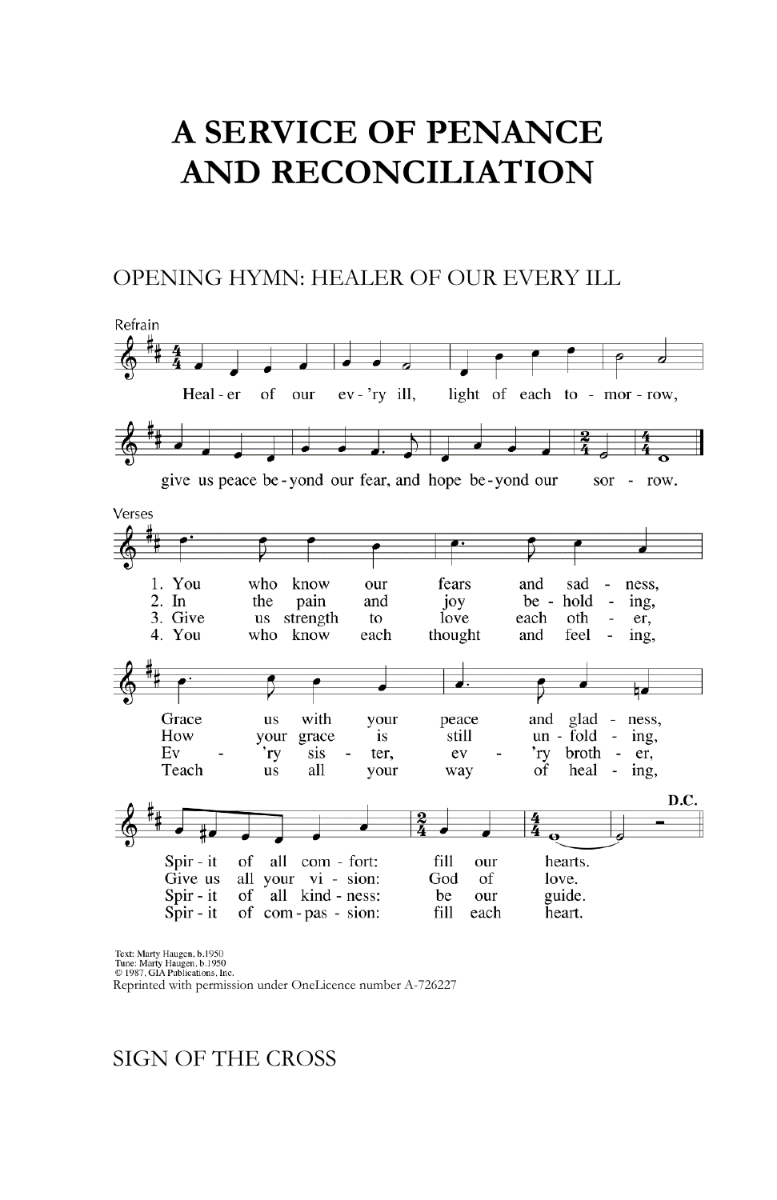# A SERVICE OF PENANCE AND RECONCILIATION

## OPENING HYMN: HEALER OF OUR EVERY ILL

Refrain

Heal - er of our ev - 'ry ill, light of each to - mor - row,

give us peace be - yond our fear, and hope be - yond our sor - row.

Verses

1. You who know our fears and sad - ness,
Grace us with your peace and glad - ness,
Spir - it of all com - fort: fill our hearts.

2. In the pain and joy be - hold - ing,
How your grace is still un - fold - ing,
Give us all your vi - sion: God of love.

3. Give us strength to love each oth - er,
Ev - 'ry sis - ter, ev - 'ry broth - er,
Spir - it of all kind - ness: be our guide.

4. You who know each thought and feel - ing,
Teach us all your way of heal - ing,
Spir - it of com - pas - sion: fill each heart.

D.C.

Text: Marty Haugen, b.1950
Tune: Marty Haugen, b.1950
© 1987, GIA Publications, Inc.
Reprinted with permission under OneLicence number A-726227

## SIGN OF THE CROSS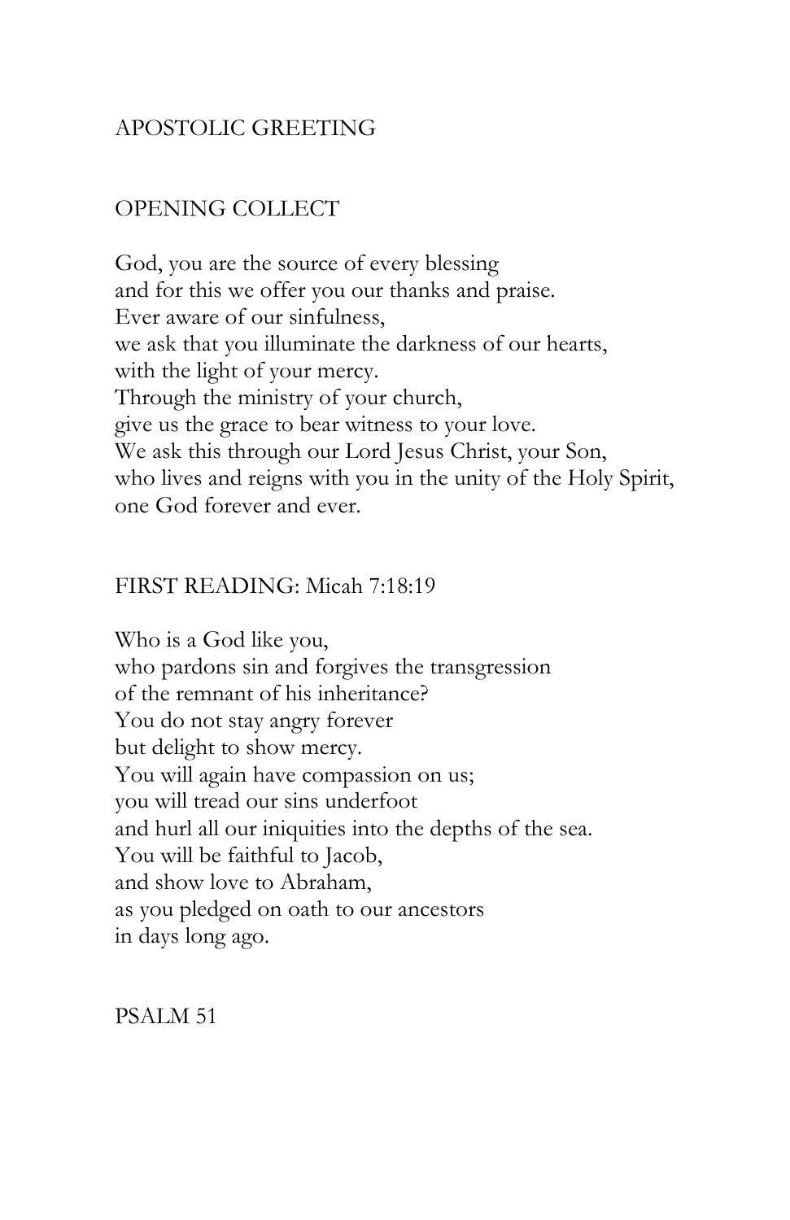## APOSTOLIC GREETING

## OPENING COLLECT

God, you are the source of every blessing
and for this we offer you our thanks and praise.
Ever aware of our sinfulness,
we ask that you illuminate the darkness of our hearts,
with the light of your mercy.
Through the ministry of your church,
give us the grace to bear witness to your love.
We ask this through our Lord Jesus Christ, your Son,
who lives and reigns with you in the unity of the Holy Spirit,
one God forever and ever.

## FIRST READING: Micah 7:18:19

Who is a God like you,
who pardons sin and forgives the transgression
of the remnant of his inheritance?
You do not stay angry forever
but delight to show mercy.
You will again have compassion on us;
you will tread our sins underfoot
and hurl all our iniquities into the depths of the sea.
You will be faithful to Jacob,
and show love to Abraham,
as you pledged on oath to our ancestors
in days long ago.

## PSALM 51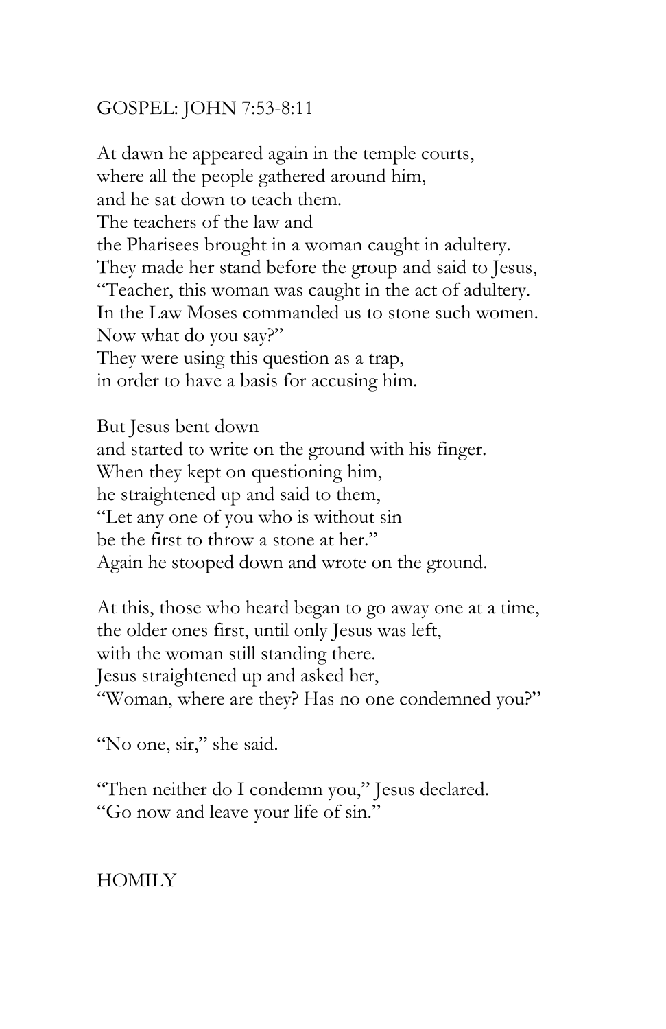## GOSPEL: JOHN 7:53-8:11

At dawn he appeared again in the temple courts,
where all the people gathered around him,
and he sat down to teach them.
The teachers of the law and
the Pharisees brought in a woman caught in adultery.
They made her stand before the group and said to Jesus,
"Teacher, this woman was caught in the act of adultery.
In the Law Moses commanded us to stone such women.
Now what do you say?"
They were using this question as a trap,
in order to have a basis for accusing him.

But Jesus bent down
and started to write on the ground with his finger.
When they kept on questioning him,
he straightened up and said to them,
"Let any one of you who is without sin
be the first to throw a stone at her."
Again he stooped down and wrote on the ground.

At this, those who heard began to go away one at a time,
the older ones first, until only Jesus was left,
with the woman still standing there.
Jesus straightened up and asked her,
"Woman, where are they? Has no one condemned you?"

"No one, sir," she said.

"Then neither do I condemn you," Jesus declared.
"Go now and leave your life of sin."

## HOMILY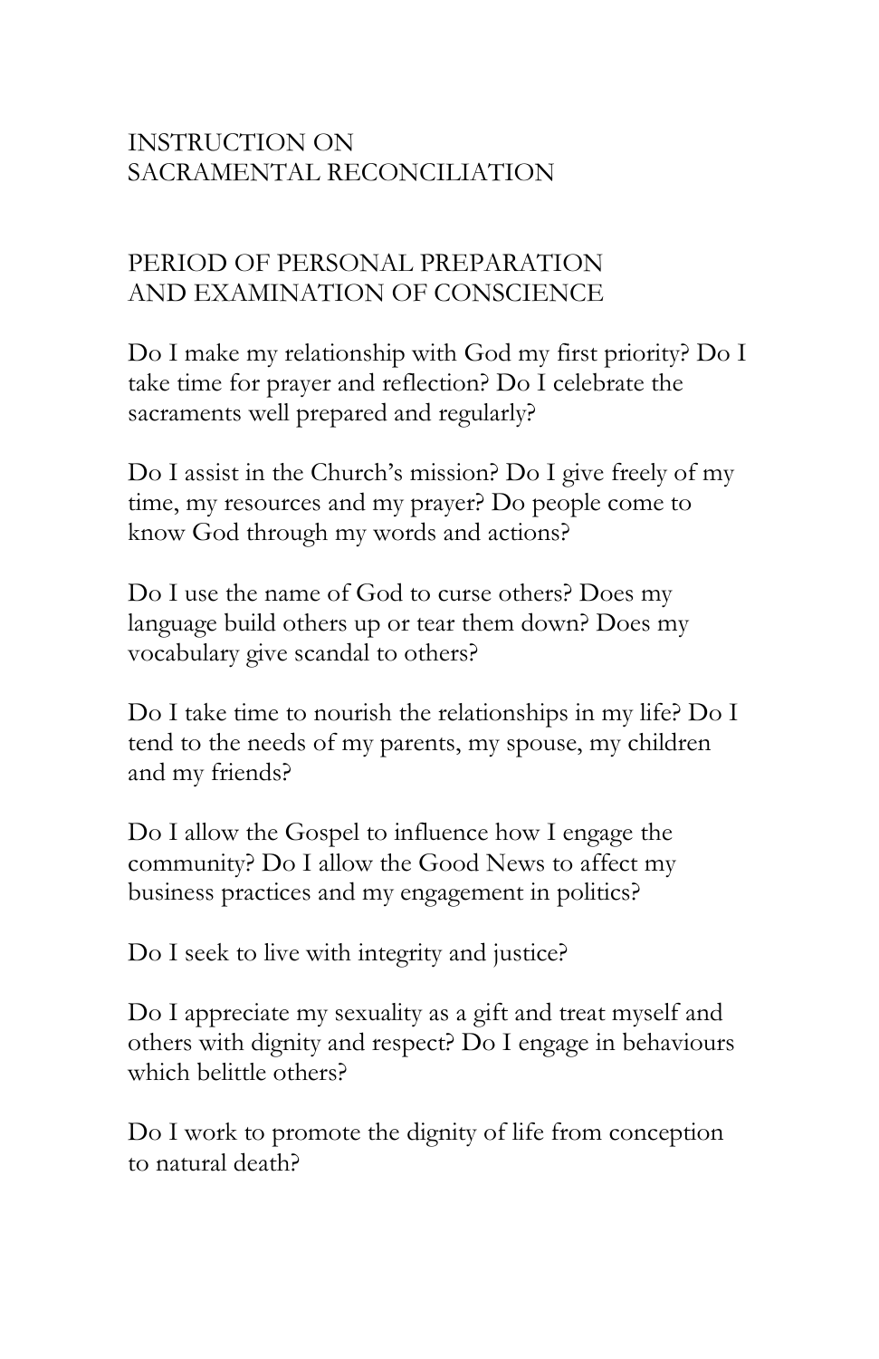# INSTRUCTION ON SACRAMENTAL RECONCILIATION

## PERIOD OF PERSONAL PREPARATION AND EXAMINATION OF CONSCIENCE

Do I make my relationship with God my first priority? Do I take time for prayer and reflection? Do I celebrate the sacraments well prepared and regularly?

Do I assist in the Church's mission? Do I give freely of my time, my resources and my prayer? Do people come to know God through my words and actions?

Do I use the name of God to curse others? Does my language build others up or tear them down? Does my vocabulary give scandal to others?

Do I take time to nourish the relationships in my life? Do I tend to the needs of my parents, my spouse, my children and my friends?

Do I allow the Gospel to influence how I engage the community? Do I allow the Good News to affect my business practices and my engagement in politics?

Do I seek to live with integrity and justice?

Do I appreciate my sexuality as a gift and treat myself and others with dignity and respect? Do I engage in behaviours which belittle others?

Do I work to promote the dignity of life from conception to natural death?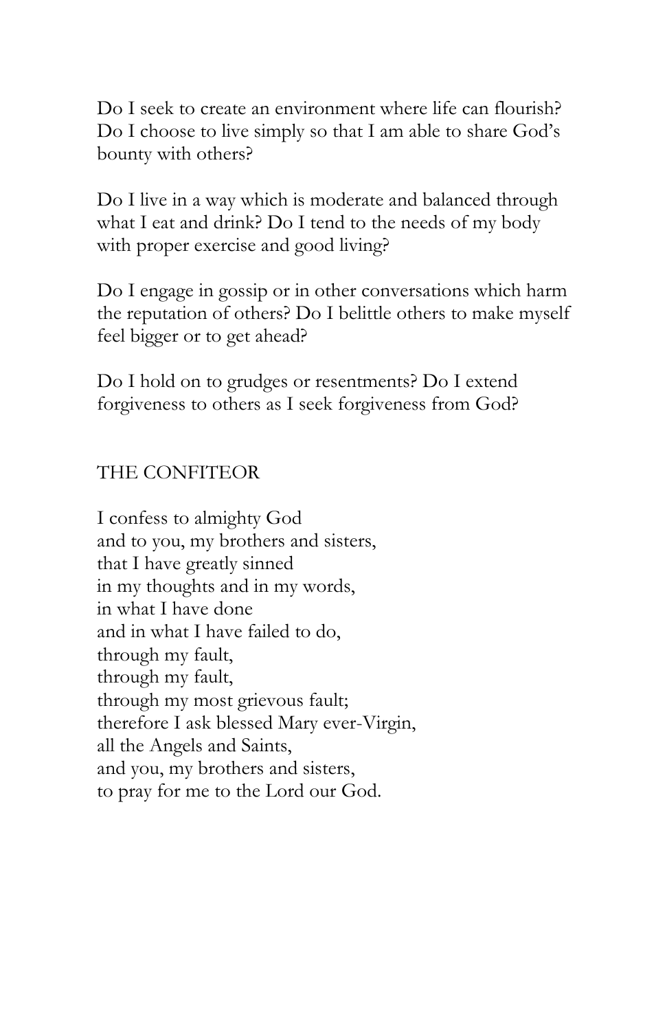Do I seek to create an environment where life can flourish? Do I choose to live simply so that I am able to share God's bounty with others?

Do I live in a way which is moderate and balanced through what I eat and drink? Do I tend to the needs of my body with proper exercise and good living?

Do I engage in gossip or in other conversations which harm the reputation of others? Do I belittle others to make myself feel bigger or to get ahead?

Do I hold on to grudges or resentments? Do I extend forgiveness to others as I seek forgiveness from God?

## THE CONFITEOR

I confess to almighty God  
and to you, my brothers and sisters,  
that I have greatly sinned  
in my thoughts and in my words,  
in what I have done  
and in what I have failed to do,  
through my fault,  
through my fault,  
through my most grievous fault;  
therefore I ask blessed Mary ever-Virgin,  
all the Angels and Saints,  
and you, my brothers and sisters,  
to pray for me to the Lord our God.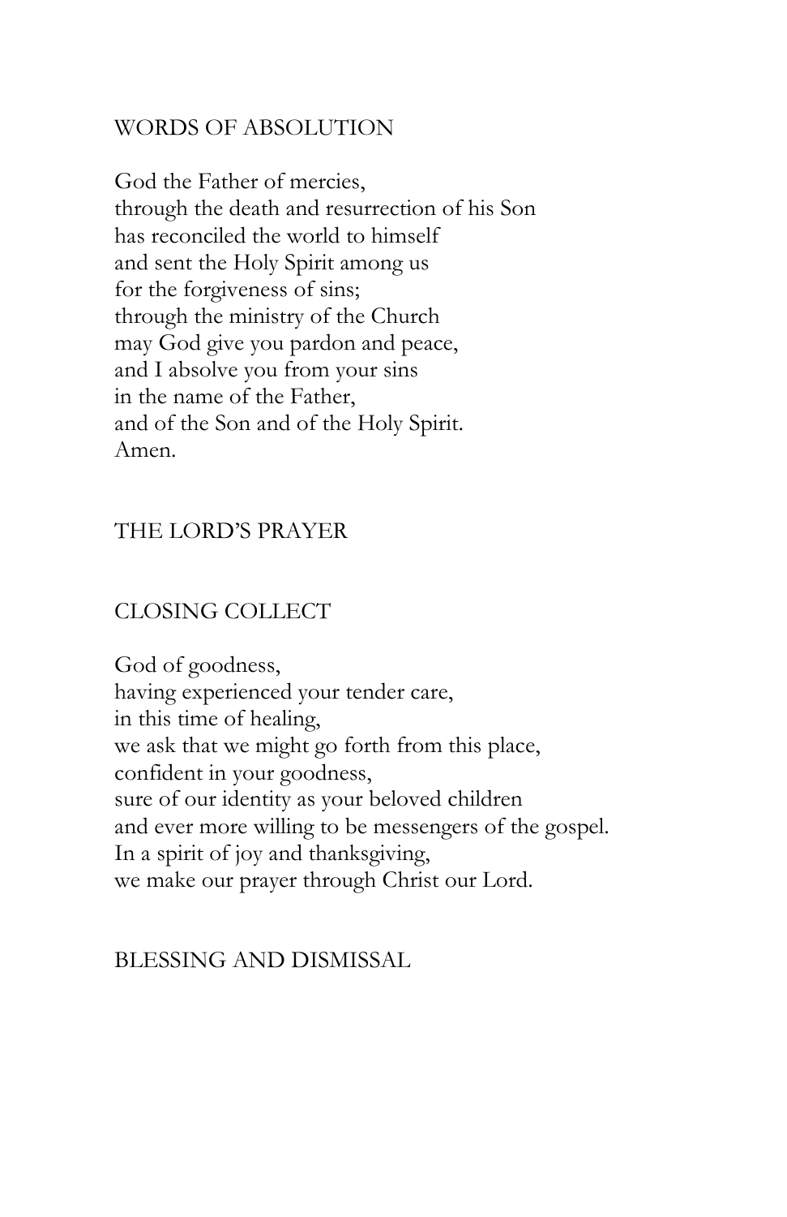## WORDS OF ABSOLUTION

God the Father of mercies,
through the death and resurrection of his Son
has reconciled the world to himself
and sent the Holy Spirit among us
for the forgiveness of sins;
through the ministry of the Church
may God give you pardon and peace,
and I absolve you from your sins
in the name of the Father,
and of the Son and of the Holy Spirit.
Amen.

## THE LORD'S PRAYER

## CLOSING COLLECT

God of goodness,
having experienced your tender care,
in this time of healing,
we ask that we might go forth from this place,
confident in your goodness,
sure of our identity as your beloved children
and ever more willing to be messengers of the gospel.
In a spirit of joy and thanksgiving,
we make our prayer through Christ our Lord.

## BLESSING AND DISMISSAL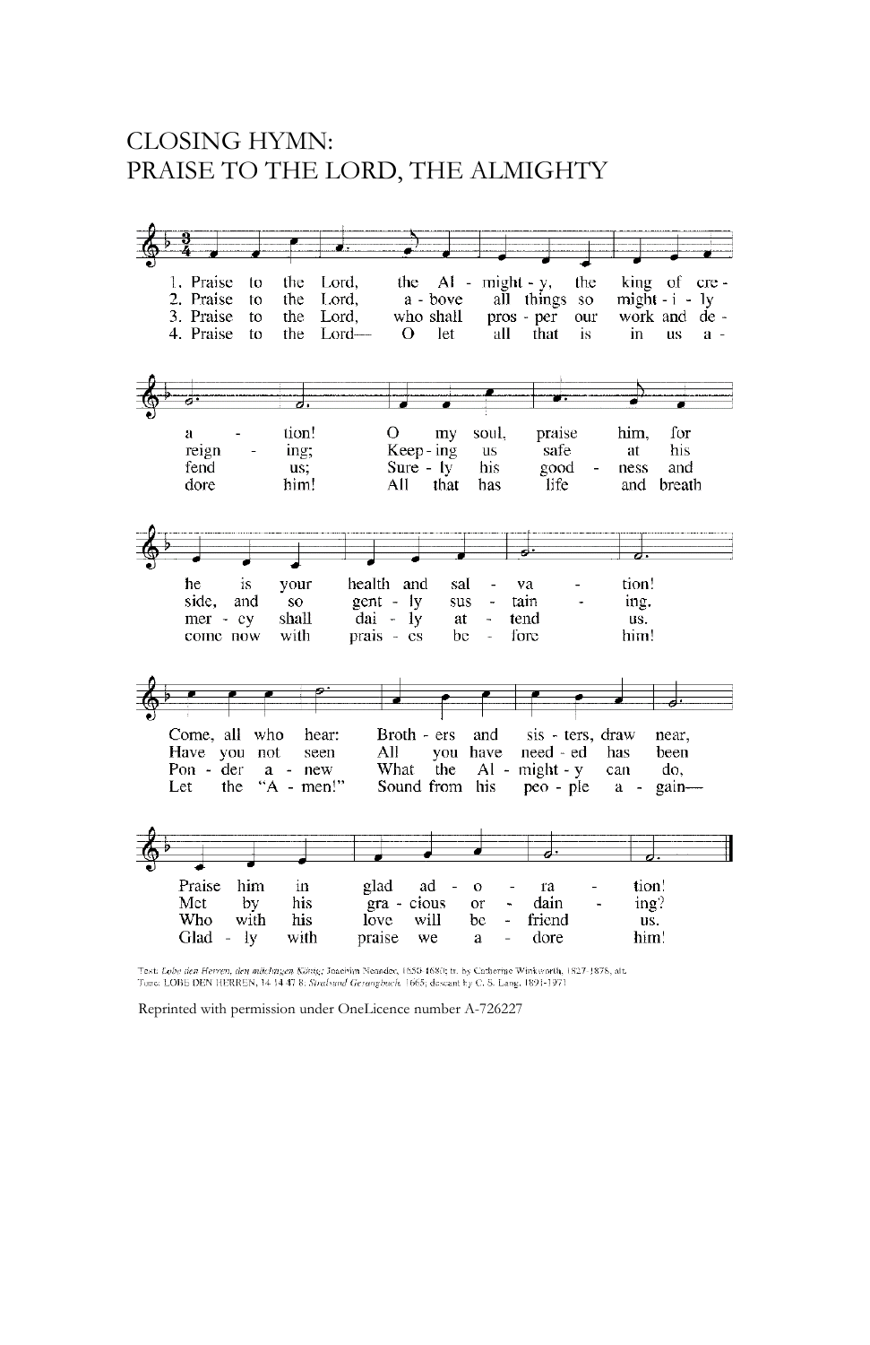# CLOSING HYMN:
# PRAISE TO THE LORD, THE ALMIGHTY

1. Praise to the Lord, the Almighty, the king of creation! O my soul, praise him, for he is your health and salvation! Come, all who hear: Brothers and sisters, draw near, Praise him in glad adoration!

2. Praise to the Lord, above all things so mightily reigning; Keeping us safe at his side, and so gently sustaining. Have you not seen All you have needed has been Met by his gracious ordaining?

3. Praise to the Lord, who shall prosper our work and defend us; Surely his goodness and mercy shall daily attend us. Ponder anew What the Almighty can do, Who with his love will befriend us.

4. Praise to the Lord— O let all that is in us adore him! All that has life and breath come now with praises before him! Let the "Amen!" Sound from his people again— Gladly with praise we adore him!

Text: *Lobe den Herren, den mächtigen König*; Joachim Neander, 1650-1680; tr. by Catherine Winkworth, 1827-1878, alt.
Tune: LOBE DEN HERREN, 14 14 47 8; *Stralsund Gesangbuch*, 1665; descant by C. S. Lang, 1891-1971

Reprinted with permission under OneLicence number A-726227